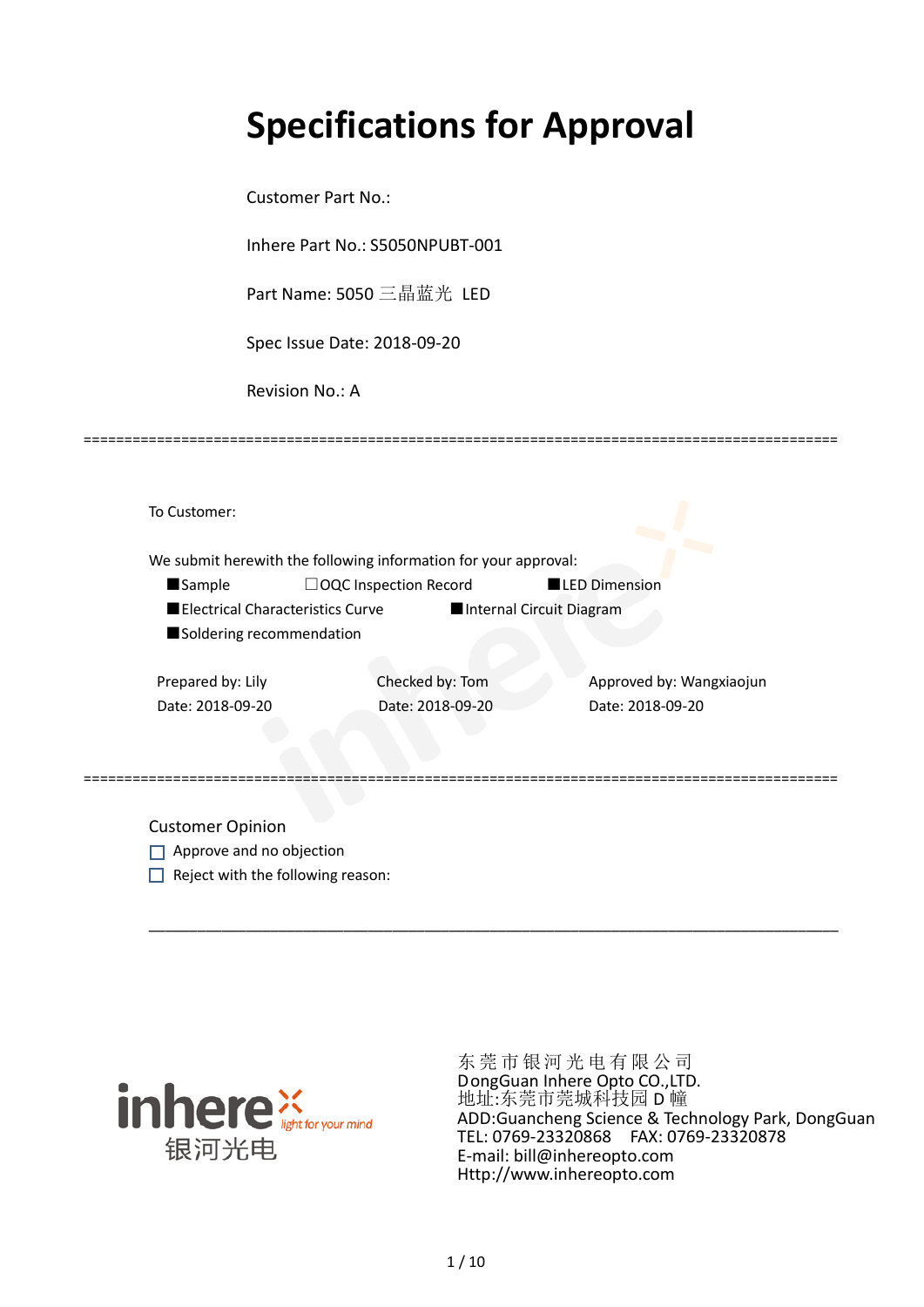# Specifications for Approval

Customer Part No.:

Inhere Part No.: S5050NPUBT-001

Part Name: 5050 三晶蓝光 LED

Spec Issue Date: 2018-09-20

Revision No.: A

==========================================================================================

To Customer:

We submit herewith the following information for your approval:

■Sample ☐OQC Inspection Record ■LED Dimension

■Electrical Characteristics Curve ■Internal Circuit Diagram

■Soldering recommendation

| Prepared by: Lily | Checked by: Tom | Approved by: Wangxiaojun |
|---|---|---|
| Date: 2018-09-20 | Date: 2018-09-20 | Date: 2018-09-20 |

==========================================================================================

Customer Opinion

☐ Approve and no objection

☐ Reject with the following reason:

________________________________________________________________________________

inhere 银河光电 light for your mind

东 莞 市 银 河 光 电 有 限 公 司
DongGuan Inhere Opto CO.,LTD.
地址:东莞市莞城科技园 D 幢
ADD:Guancheng Science & Technology Park, DongGuan
TEL: 0769-23320868 FAX: 0769-23320878
E-mail: bill@inhereopto.com
Http://www.inhereopto.com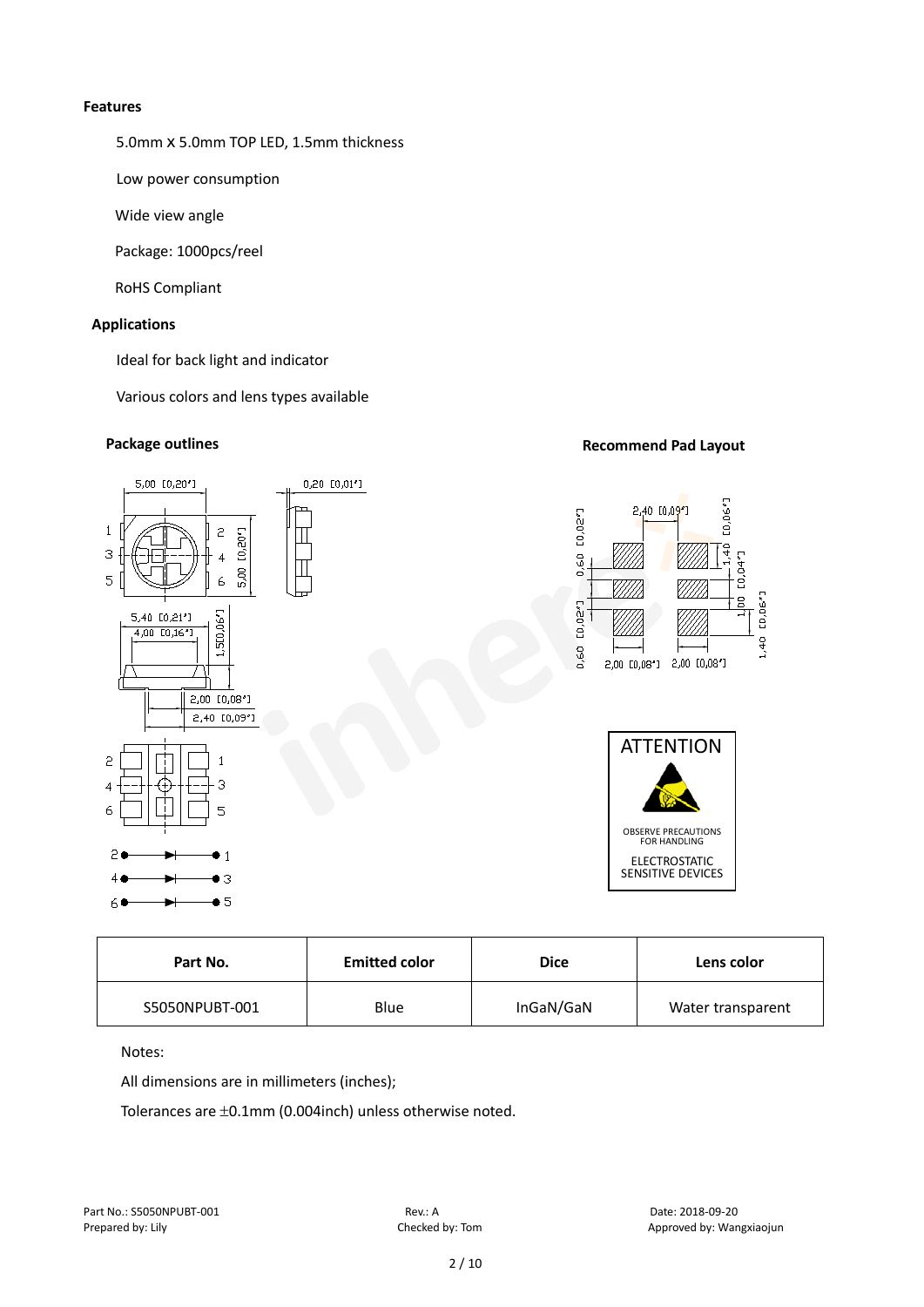**Features**

5.0mm X 5.0mm TOP LED, 1.5mm thickness

Low power consumption

Wide view angle

Package: 1000pcs/reel

RoHS Compliant

**Applications**

Ideal for back light and indicator

Various colors and lens types available

**Package outlines**

**Recommend Pad Layout**

ATTENTION

OBSERVE PRECAUTIONS FOR HANDLING

ELECTROSTATIC SENSITIVE DEVICES

| Part No. | Emitted color | Dice | Lens color |
|---|---|---|---|
| S5050NPUBT-001 | Blue | InGaN/GaN | Water transparent |

Notes:

All dimensions are in millimeters (inches);

Tolerances are ±0.1mm (0.004inch) unless otherwise noted.

Part No.: S5050NPUBT-001  Rev.: A  Date: 2018-09-20

Prepared by: Lily  Checked by: Tom  Approved by: Wangxiaojun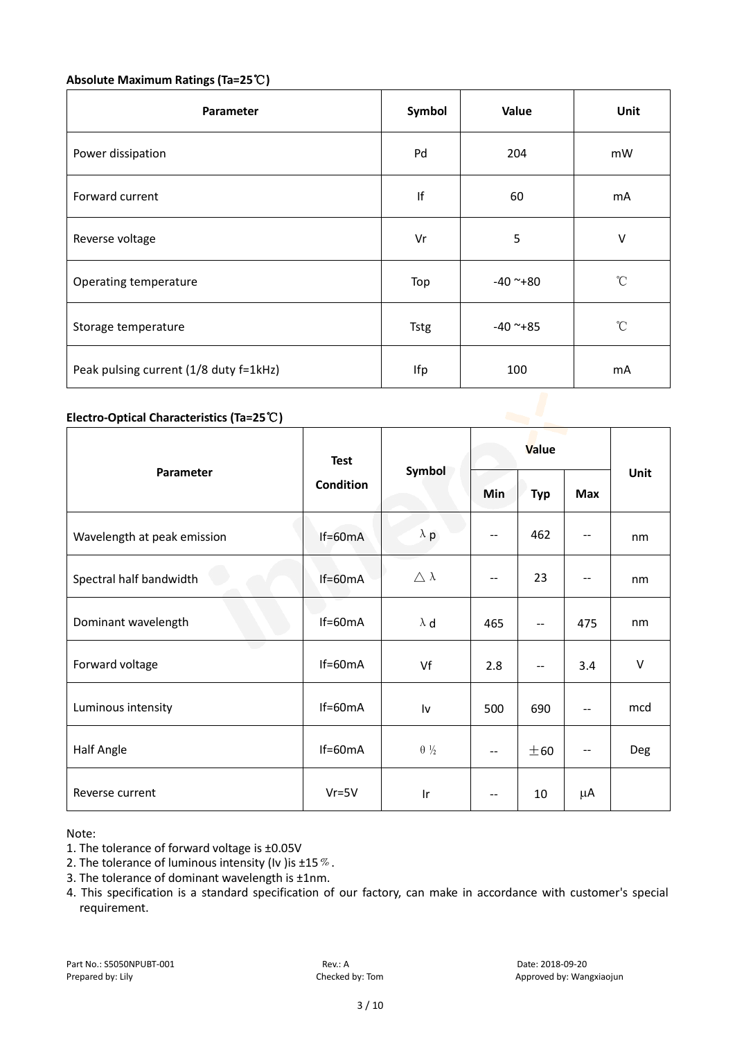**Absolute Maximum Ratings (Ta=25℃)**

| Parameter | Symbol | Value | Unit |
|---|---|---|---|
| Power dissipation | Pd | 204 | mW |
| Forward current | If | 60 | mA |
| Reverse voltage | Vr | 5 | V |
| Operating temperature | Top | -40 ~+80 | ℃ |
| Storage temperature | Tstg | -40 ~+85 | ℃ |
| Peak pulsing current (1/8 duty f=1kHz) | Ifp | 100 | mA |

**Electro-Optical Characteristics (Ta=25℃)**

| Parameter | Test Condition | Symbol | Value | | | Unit |
|---|---|---|---|---|---|---|
| | | | Min | Typ | Max | |
| Wavelength at peak emission | If=60mA | λ p | -- | 462 | -- | nm |
| Spectral half bandwidth | If=60mA | △ λ | -- | 23 | -- | nm |
| Dominant wavelength | If=60mA | λ d | 465 | -- | 475 | nm |
| Forward voltage | If=60mA | Vf | 2.8 | -- | 3.4 | V |
| Luminous intensity | If=60mA | Iv | 500 | 690 | -- | mcd |
| Half Angle | If=60mA | θ ½ | -- | ±60 | -- | Deg |
| Reverse current | Vr=5V | Ir | -- | 10 | μA | |

Note:

1. The tolerance of forward voltage is ±0.05V
2. The tolerance of luminous intensity (Iv )is ±15％.
3. The tolerance of dominant wavelength is ±1nm.
4. This specification is a standard specification of our factory, can make in accordance with customer's special requirement.

Part No.: S5050NPUBT-001 Rev.: A Date: 2018-09-20
Prepared by: Lily Checked by: Tom Approved by: Wangxiaojun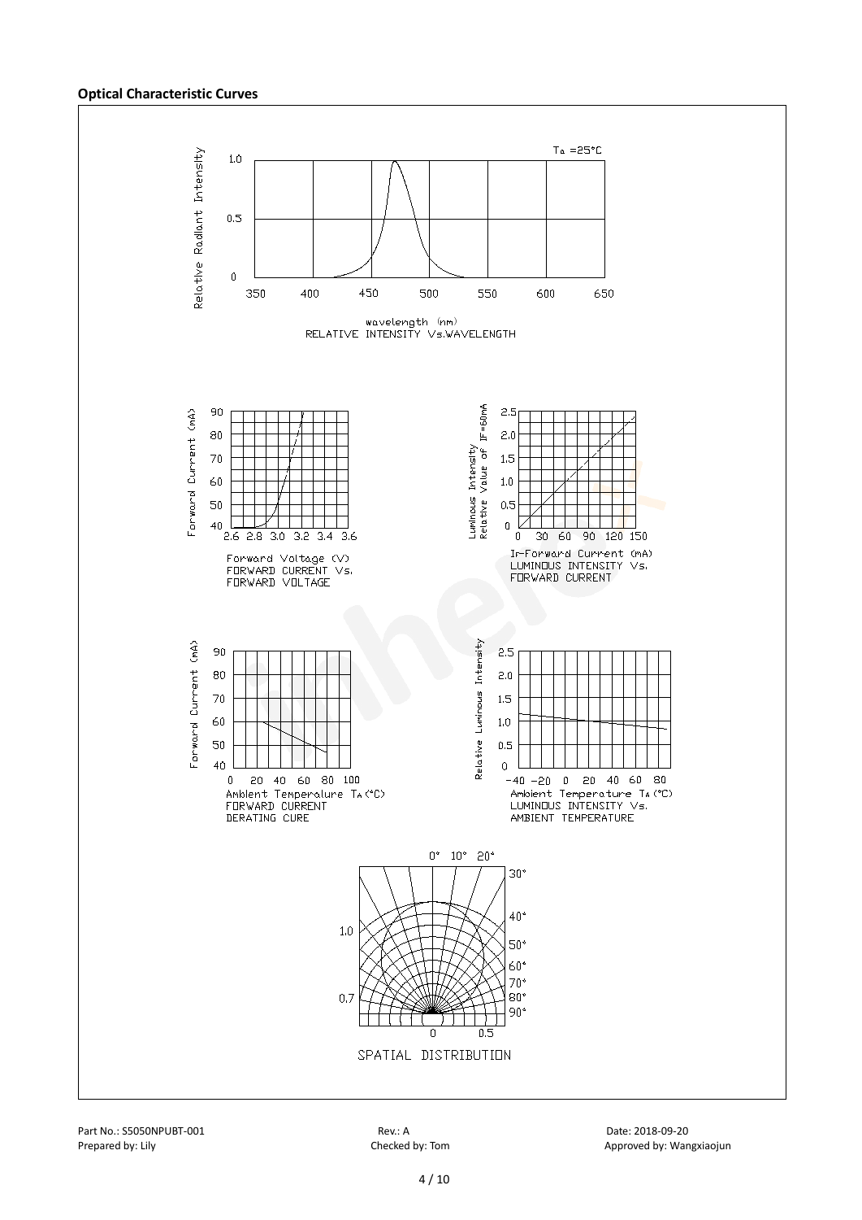**Optical Characteristic Curves**

$T_a$ =25°C

Relative Radiant Intensity

wavelength (nm)
RELATIVE INTENSITY Vs.WAVELENGTH

Forward Voltage (V)
FORWARD CURRENT Vs.
FORWARD VOLTAGE

IF-Forward Current (mA)
LUMINOUS INTENSITY Vs.
FORWARD CURRENT

Ambient Temperature $T_A$(°C)
FORWARD CURRENT
DERATING CURE

Ambient Temperature $T_A$(°C)
LUMINOUS INTENSITY Vs.
AMBIENT TEMPERATURE

SPATIAL DISTRIBUTION

Part No.: S5050NPUBT-001 Rev.: A Date: 2018-09-20
Prepared by: Lily Checked by: Tom Approved by: Wangxiaojun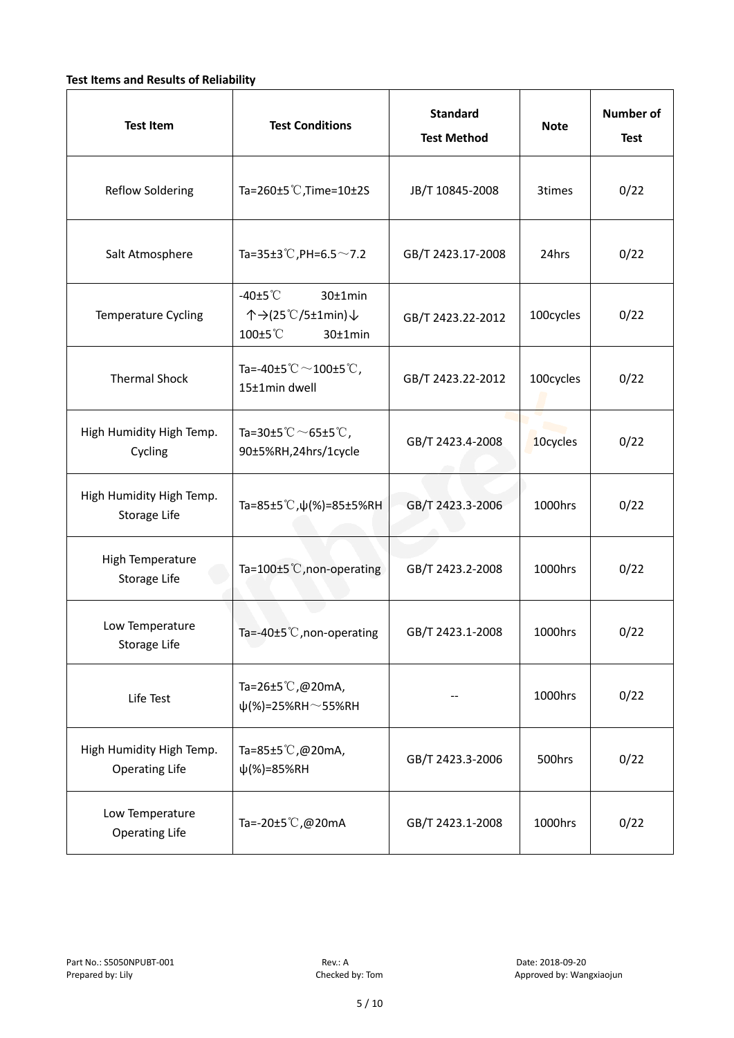**Test Items and Results of Reliability**

| Test Item | Test Conditions | Standard Test Method | Note | Number of Test |
|---|---|---|---|---|
| Reflow Soldering | Ta=260±5℃,Time=10±2S | JB/T 10845-2008 | 3times | 0/22 |
| Salt Atmosphere | Ta=35±3℃,PH=6.5～7.2 | GB/T 2423.17-2008 | 24hrs | 0/22 |
| Temperature Cycling | -40±5℃ 30±1min ↑→(25℃/5±1min)↓ 100±5℃ 30±1min | GB/T 2423.22-2012 | 100cycles | 0/22 |
| Thermal Shock | Ta=-40±5℃～100±5℃, 15±1min dwell | GB/T 2423.22-2012 | 100cycles | 0/22 |
| High Humidity High Temp. Cycling | Ta=30±5℃～65±5℃, 90±5%RH,24hrs/1cycle | GB/T 2423.4-2008 | 10cycles | 0/22 |
| High Humidity High Temp. Storage Life | Ta=85±5℃,ψ(%)=85±5%RH | GB/T 2423.3-2006 | 1000hrs | 0/22 |
| High Temperature Storage Life | Ta=100±5℃,non-operating | GB/T 2423.2-2008 | 1000hrs | 0/22 |
| Low Temperature Storage Life | Ta=-40±5℃,non-operating | GB/T 2423.1-2008 | 1000hrs | 0/22 |
| Life Test | Ta=26±5℃,@20mA, ψ(%)=25%RH～55%RH | -- | 1000hrs | 0/22 |
| High Humidity High Temp. Operating Life | Ta=85±5℃,@20mA, ψ(%)=85%RH | GB/T 2423.3-2006 | 500hrs | 0/22 |
| Low Temperature Operating Life | Ta=-20±5℃,@20mA | GB/T 2423.1-2008 | 1000hrs | 0/22 |

Part No.: S5050NPUBT-001　　Rev.: A　　Date: 2018-09-20

Prepared by: Lily　　Checked by: Tom　　Approved by: Wangxiaojun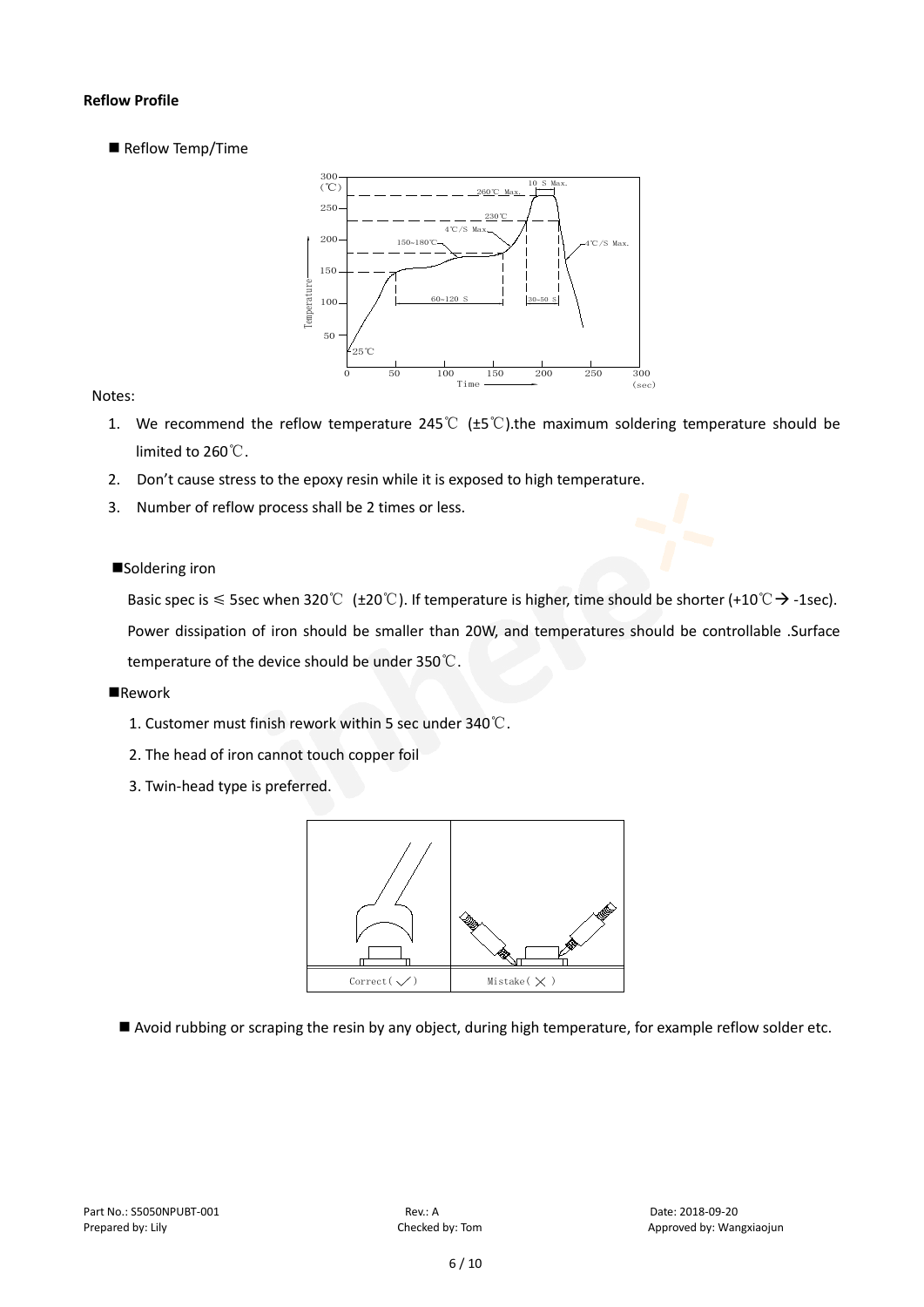**Reflow Profile**

■ Reflow Temp/Time

Notes:

1. We recommend the reflow temperature 245℃ (±5℃).the maximum soldering temperature should be limited to 260℃.
2. Don't cause stress to the epoxy resin while it is exposed to high temperature.
3. Number of reflow process shall be 2 times or less.

■Soldering iron

Basic spec is ≤ 5sec when 320℃ (±20℃). If temperature is higher, time should be shorter (+10℃→ -1sec). Power dissipation of iron should be smaller than 20W, and temperatures should be controllable .Surface temperature of the device should be under 350℃.

■Rework

1. Customer must finish rework within 5 sec under 340℃.
2. The head of iron cannot touch copper foil
3. Twin-head type is preferred.

■ Avoid rubbing or scraping the resin by any object, during high temperature, for example reflow solder etc.

Part No.: S5050NPUBT-001 Rev.: A Date: 2018-09-20
Prepared by: Lily Checked by: Tom Approved by: Wangxiaojun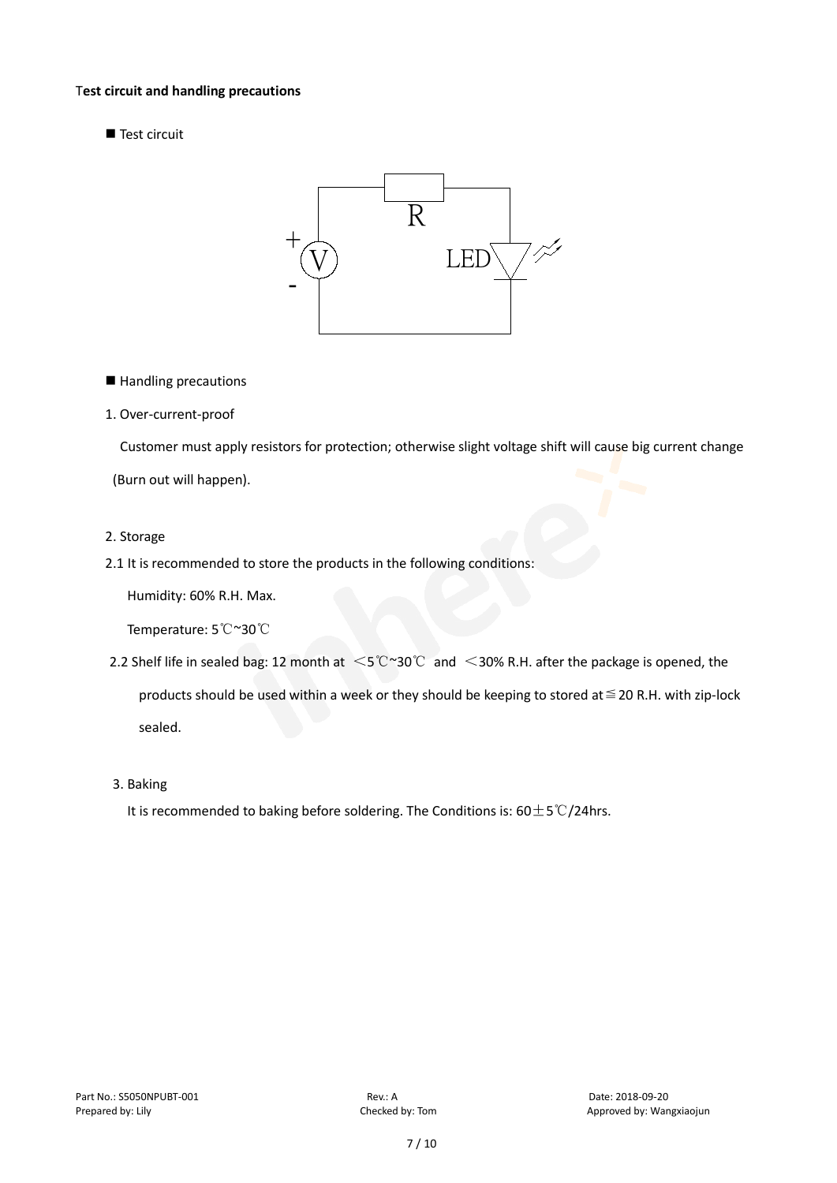**Test circuit and handling precautions**

■ Test circuit

■ Handling precautions

1. Over-current-proof

Customer must apply resistors for protection; otherwise slight voltage shift will cause big current change (Burn out will happen).

2. Storage

2.1 It is recommended to store the products in the following conditions:

Humidity: 60% R.H. Max.

Temperature: 5℃~30℃

2.2 Shelf life in sealed bag: 12 month at ＜5℃~30℃ and ＜30% R.H. after the package is opened, the products should be used within a week or they should be keeping to stored at≦20 R.H. with zip-lock sealed.

3. Baking

It is recommended to baking before soldering. The Conditions is: 60±5℃/24hrs.

Part No.: S5050NPUBT-001 Rev.: A Date: 2018-09-20
Prepared by: Lily Checked by: Tom Approved by: Wangxiaojun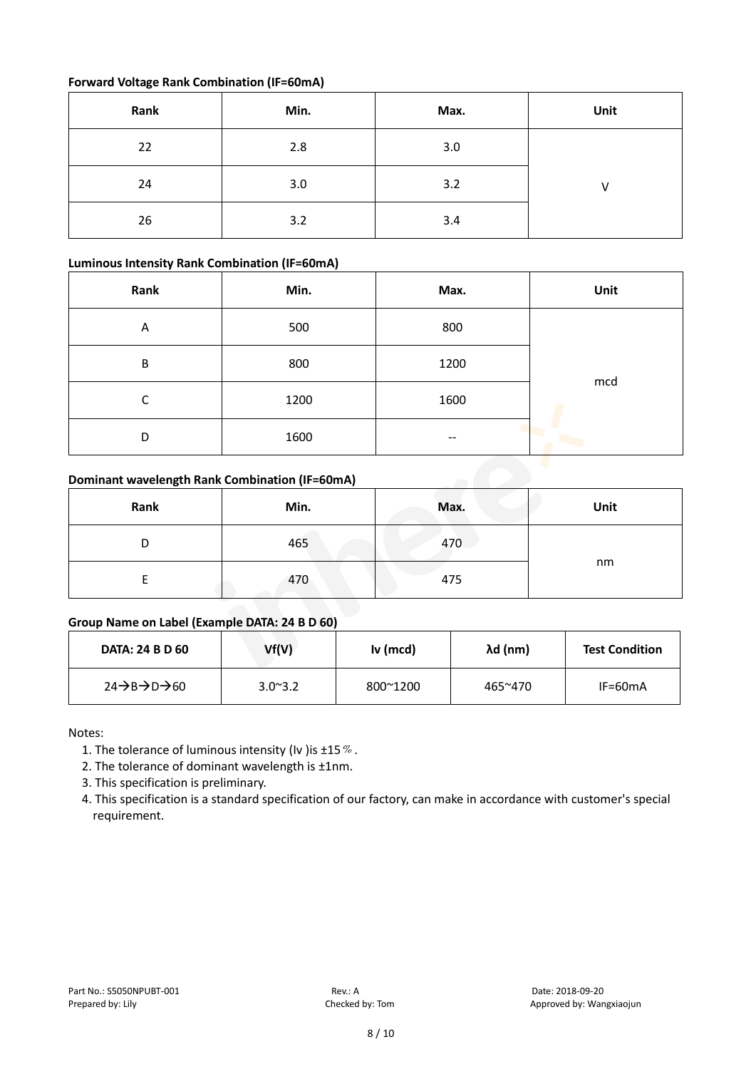**Forward Voltage Rank Combination (IF=60mA)**

| Rank | Min. | Max. | Unit |
|---|---|---|---|
| 22 | 2.8 | 3.0 | V |
| 24 | 3.0 | 3.2 | |
| 26 | 3.2 | 3.4 | |

**Luminous Intensity Rank Combination (IF=60mA)**

| Rank | Min. | Max. | Unit |
|---|---|---|---|
| A | 500 | 800 | mcd |
| B | 800 | 1200 | |
| C | 1200 | 1600 | |
| D | 1600 | -- | |

**Dominant wavelength Rank Combination (IF=60mA)**

| Rank | Min. | Max. | Unit |
|---|---|---|---|
| D | 465 | 470 | nm |
| E | 470 | 475 | |

**Group Name on Label (Example DATA: 24 B D 60)**

| DATA: 24 B D 60 | Vf(V) | Iv (mcd) | λd (nm) | Test Condition |
|---|---|---|---|---|
| 24→B→D→60 | 3.0~3.2 | 800~1200 | 465~470 | IF=60mA |

Notes:

1. The tolerance of luminous intensity (Iv )is ±15％.
2. The tolerance of dominant wavelength is ±1nm.
3. This specification is preliminary.
4. This specification is a standard specification of our factory, can make in accordance with customer's special requirement.

Part No.: S5050NPUBT-001 Rev.: A Date: 2018-09-20
Prepared by: Lily Checked by: Tom Approved by: Wangxiaojun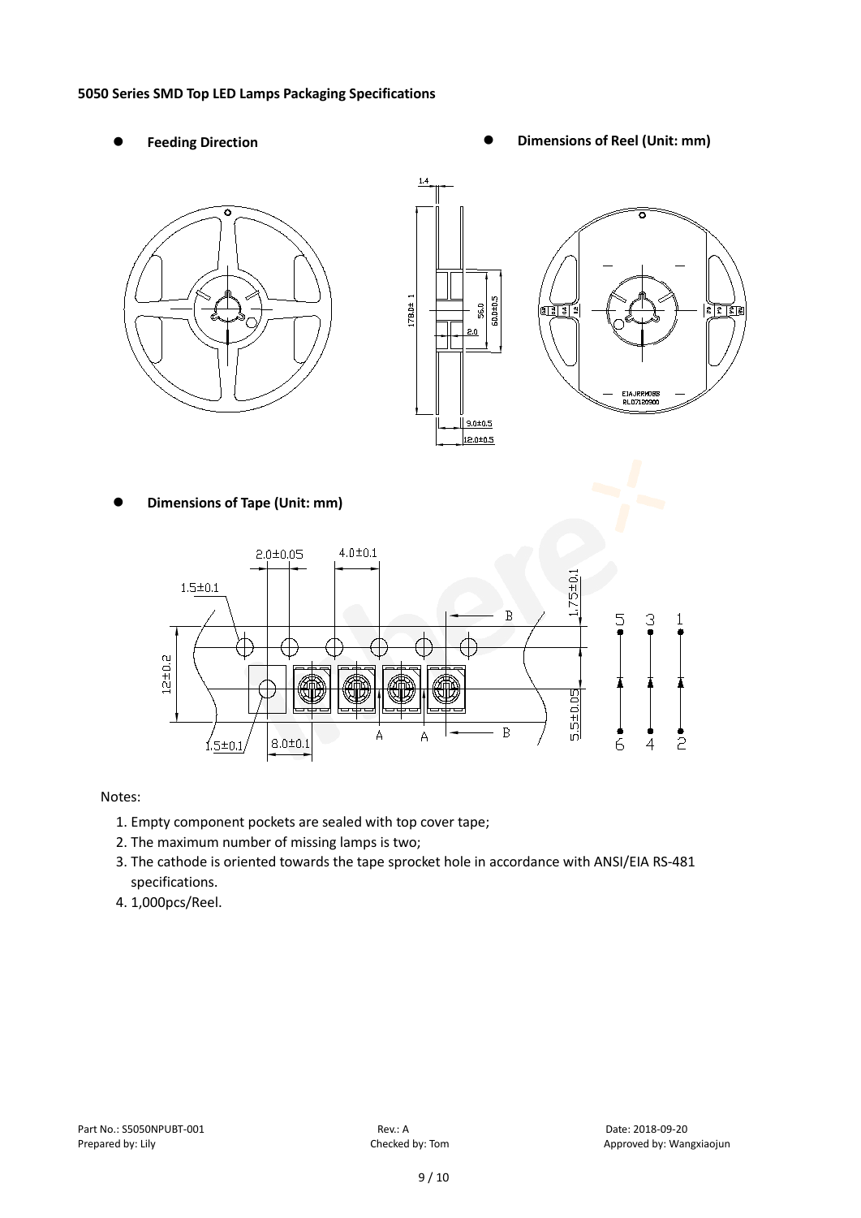**5050 Series SMD Top LED Lamps Packaging Specifications**

- **Feeding Direction**
- **Dimensions of Reel (Unit: mm)**

- **Dimensions of Tape (Unit: mm)**

Notes:

1. Empty component pockets are sealed with top cover tape;
2. The maximum number of missing lamps is two;
3. The cathode is oriented towards the tape sprocket hole in accordance with ANSI/EIA RS-481 specifications.
4. 1,000pcs/Reel.

Part No.: S5050NPUBT-001 Rev.: A Date: 2018-09-20
Prepared by: Lily Checked by: Tom Approved by: Wangxiaojun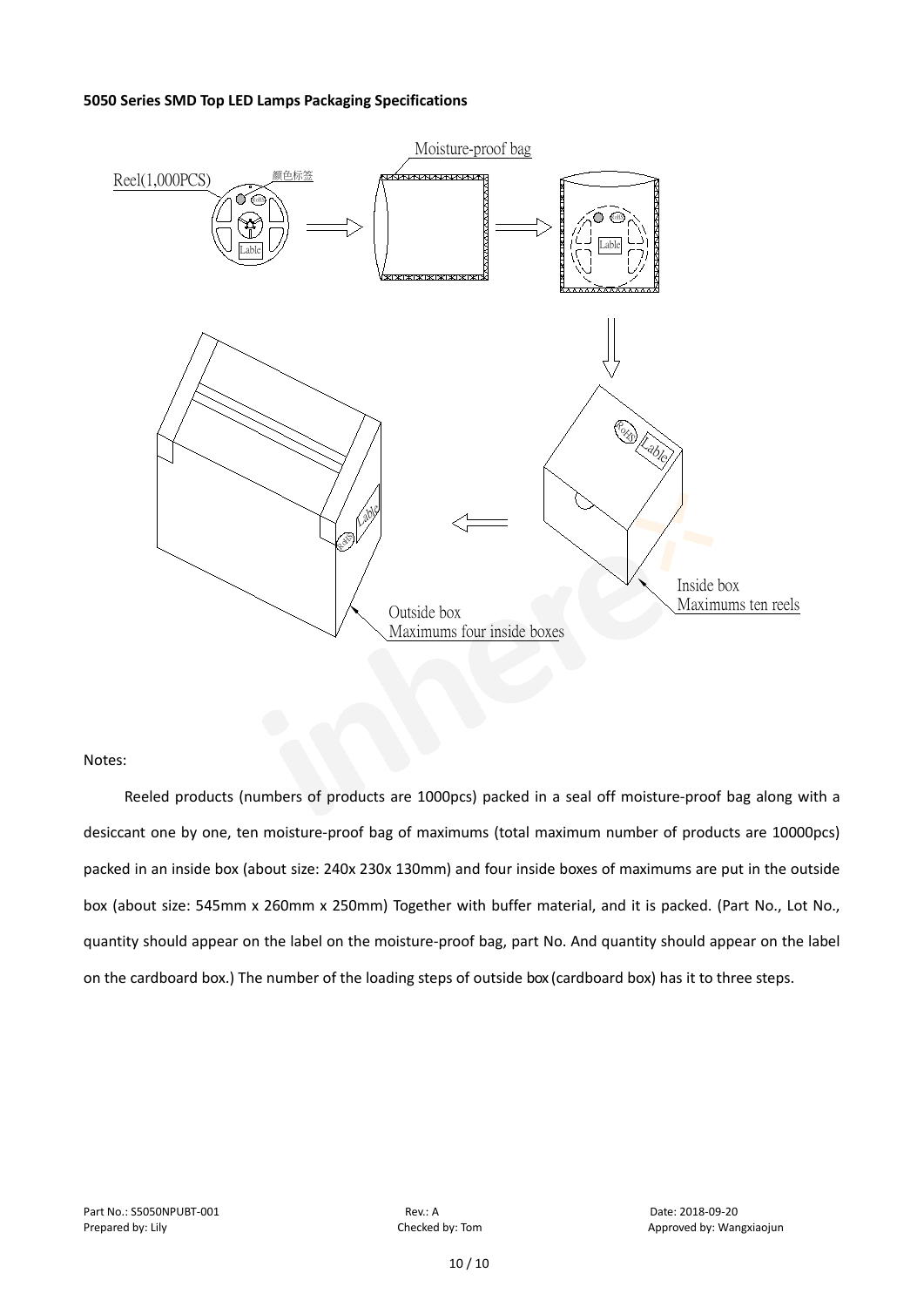**5050 Series SMD Top LED Lamps Packaging Specifications**

Moisture-proof bag

Reel(1,000PCS)

颜色标签

Lable

Inside box
Maximums ten reels

Outside box
Maximums four inside boxes

Notes:

Reeled products (numbers of products are 1000pcs) packed in a seal off moisture-proof bag along with a desiccant one by one, ten moisture-proof bag of maximums (total maximum number of products are 10000pcs) packed in an inside box (about size: 240x 230x 130mm) and four inside boxes of maximums are put in the outside box (about size: 545mm x 260mm x 250mm) Together with buffer material, and it is packed. (Part No., Lot No., quantity should appear on the label on the moisture-proof bag, part No. And quantity should appear on the label on the cardboard box.) The number of the loading steps of outside box (cardboard box) has it to three steps.

Part No.: S5050NPUBT-001 Rev.: A Date: 2018-09-20
Prepared by: Lily Checked by: Tom Approved by: Wangxiaojun